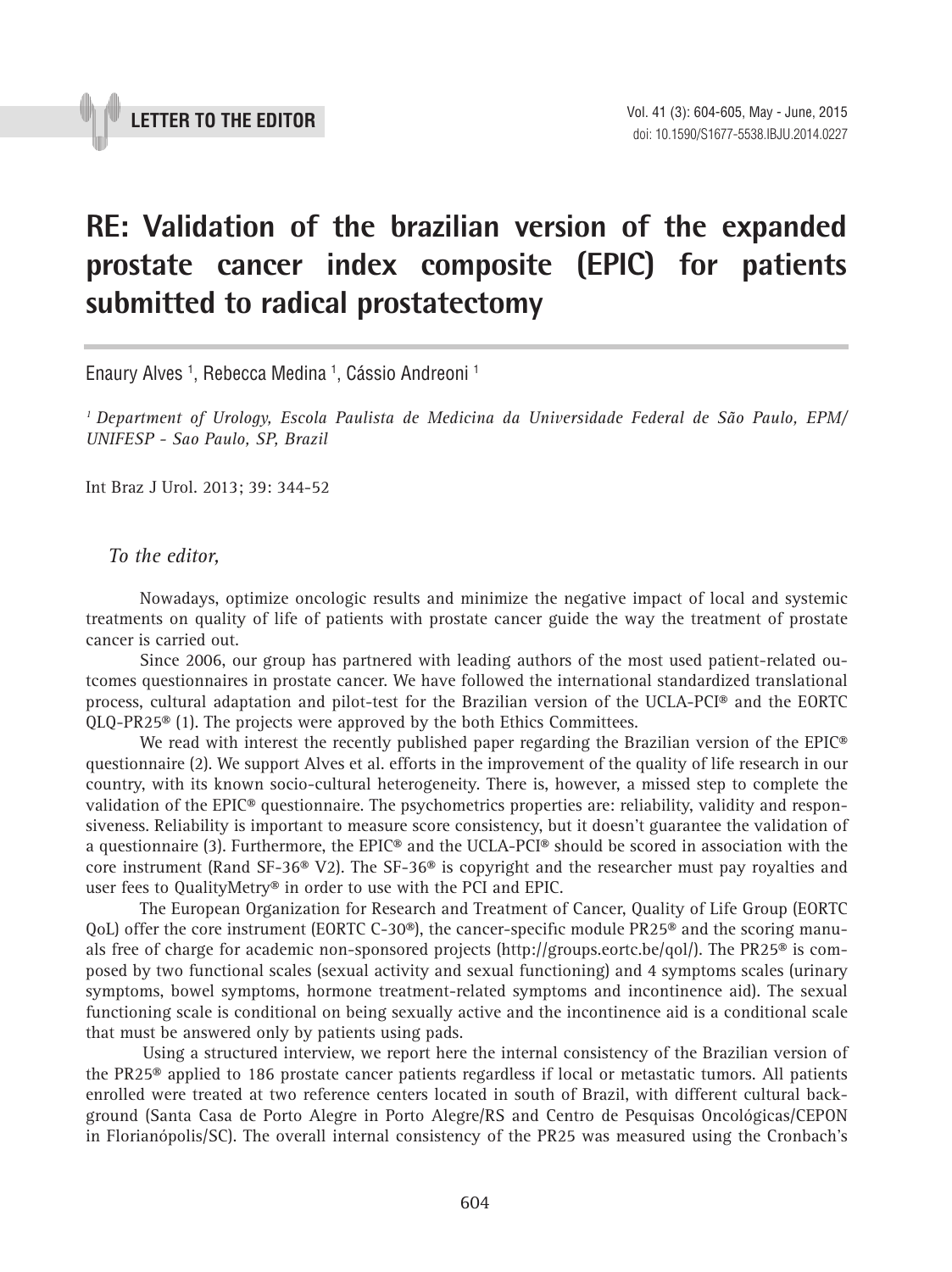**LETTER TO THE EDITOR**

# RE: Validation of the brazilian version of the expanded prostate cancer index composite (EPIC) for patients submitted to radical prostatectomy

Enaury Alves [1], Rebecca Medina [1], Cássio Andreoni [1]

[1] *Department of Urology, Escola Paulista de Medicina da Universidade Federal de São Paulo, EPM/ UNIFESP - Sao Paulo, SP, Brazil*

Int Braz J Urol. 2013; 39: 344-52

*To the editor,*

Nowadays, optimize oncologic results and minimize the negative impact of local and systemic treatments on quality of life of patients with prostate cancer guide the way the treatment of prostate cancer is carried out.

Since 2006, our group has partnered with leading authors of the most used patient-related outcomes questionnaires in prostate cancer. We have followed the international standardized translational process, cultural adaptation and pilot-test for the Brazilian version of the UCLA-PCI® and the EORTC QLQ-PR25® (1). The projects were approved by the both Ethics Committees.

We read with interest the recently published paper regarding the Brazilian version of the EPIC® questionnaire (2). We support Alves et al. efforts in the improvement of the quality of life research in our country, with its known socio-cultural heterogeneity. There is, however, a missed step to complete the validation of the EPIC® questionnaire. The psychometrics properties are: reliability, validity and responsiveness. Reliability is important to measure score consistency, but it doesn't guarantee the validation of a questionnaire (3). Furthermore, the EPIC® and the UCLA-PCI® should be scored in association with the core instrument (Rand SF-36® V2). The SF-36® is copyright and the researcher must pay royalties and user fees to QualityMetry® in order to use with the PCI and EPIC.

The European Organization for Research and Treatment of Cancer, Quality of Life Group (EORTC QoL) offer the core instrument (EORTC C-30®), the cancer-specific module PR25® and the scoring manuals free of charge for academic non-sponsored projects (http://groups.eortc.be/qol/). The PR25® is composed by two functional scales (sexual activity and sexual functioning) and 4 symptoms scales (urinary symptoms, bowel symptoms, hormone treatment-related symptoms and incontinence aid). The sexual functioning scale is conditional on being sexually active and the incontinence aid is a conditional scale that must be answered only by patients using pads.

Using a structured interview, we report here the internal consistency of the Brazilian version of the PR25® applied to 186 prostate cancer patients regardless if local or metastatic tumors. All patients enrolled were treated at two reference centers located in south of Brazil, with different cultural background (Santa Casa de Porto Alegre in Porto Alegre/RS and Centro de Pesquisas Oncológicas/CEPON in Florianópolis/SC). The overall internal consistency of the PR25 was measured using the Cronbach's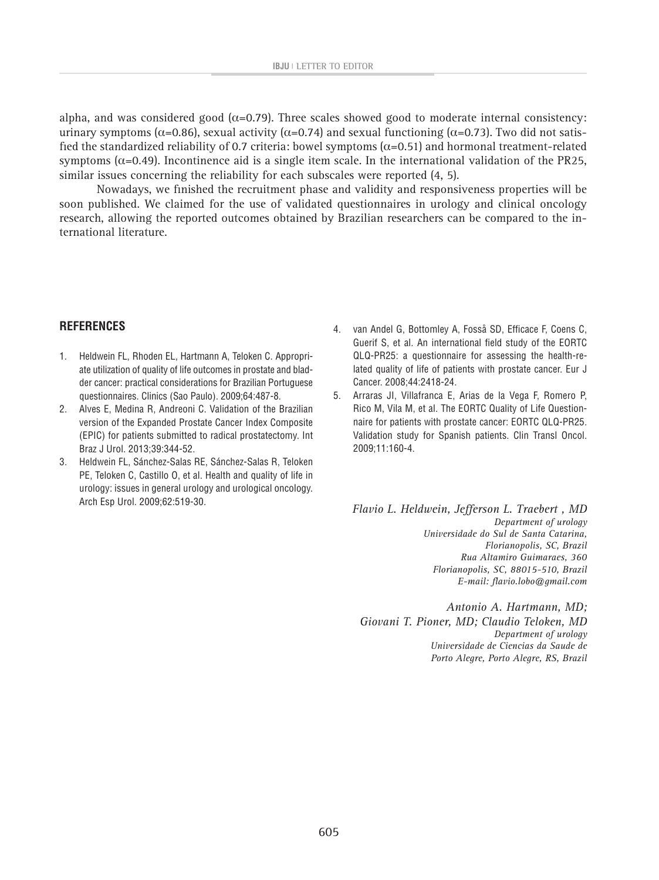alpha, and was considered good ($\alpha$=0.79). Three scales showed good to moderate internal consistency: urinary symptoms ($\alpha$=0.86), sexual activity ($\alpha$=0.74) and sexual functioning ($\alpha$=0.73). Two did not satisfied the standardized reliability of 0.7 criteria: bowel symptoms ($\alpha$=0.51) and hormonal treatment-related symptoms ($\alpha$=0.49). Incontinence aid is a single item scale. In the international validation of the PR25, similar issues concerning the reliability for each subscales were reported (4, 5).

Nowadays, we finished the recruitment phase and validity and responsiveness properties will be soon published. We claimed for the use of validated questionnaires in urology and clinical oncology research, allowing the reported outcomes obtained by Brazilian researchers can be compared to the international literature.

## REFERENCES

1. Heldwein FL, Rhoden EL, Hartmann A, Teloken C. Appropriate utilization of quality of life outcomes in prostate and bladder cancer: practical considerations for Brazilian Portuguese questionnaires. Clinics (Sao Paulo). 2009;64:487-8.
2. Alves E, Medina R, Andreoni C. Validation of the Brazilian version of the Expanded Prostate Cancer Index Composite (EPIC) for patients submitted to radical prostatectomy. Int Braz J Urol. 2013;39:344-52.
3. Heldwein FL, Sánchez-Salas RE, Sánchez-Salas R, Teloken PE, Teloken C, Castillo O, et al. Health and quality of life in urology: issues in general urology and urological oncology. Arch Esp Urol. 2009;62:519-30.
4. van Andel G, Bottomley A, Fosså SD, Efficace F, Coens C, Guerif S, et al. An international field study of the EORTC QLQ-PR25: a questionnaire for assessing the health-related quality of life of patients with prostate cancer. Eur J Cancer. 2008;44:2418-24.
5. Arraras JI, Villafranca E, Arias de la Vega F, Romero P, Rico M, Vila M, et al. The EORTC Quality of Life Questionnaire for patients with prostate cancer: EORTC QLQ-PR25. Validation study for Spanish patients. Clin Transl Oncol. 2009;11:160-4.

*Flavio L. Heldwein, Jefferson L. Traebert , MD*
*Department of urology*
*Universidade do Sul de Santa Catarina,*
*Florianopolis, SC, Brazil*
*Rua Altamiro Guimaraes, 360*
*Florianopolis, SC, 88015-510, Brazil*
*E-mail: flavio.lobo@gmail.com*

*Antonio A. Hartmann, MD;*
*Giovani T. Pioner, MD; Claudio Teloken, MD*
*Department of urology*
*Universidade de Ciencias da Saude de*
*Porto Alegre, Porto Alegre, RS, Brazil*